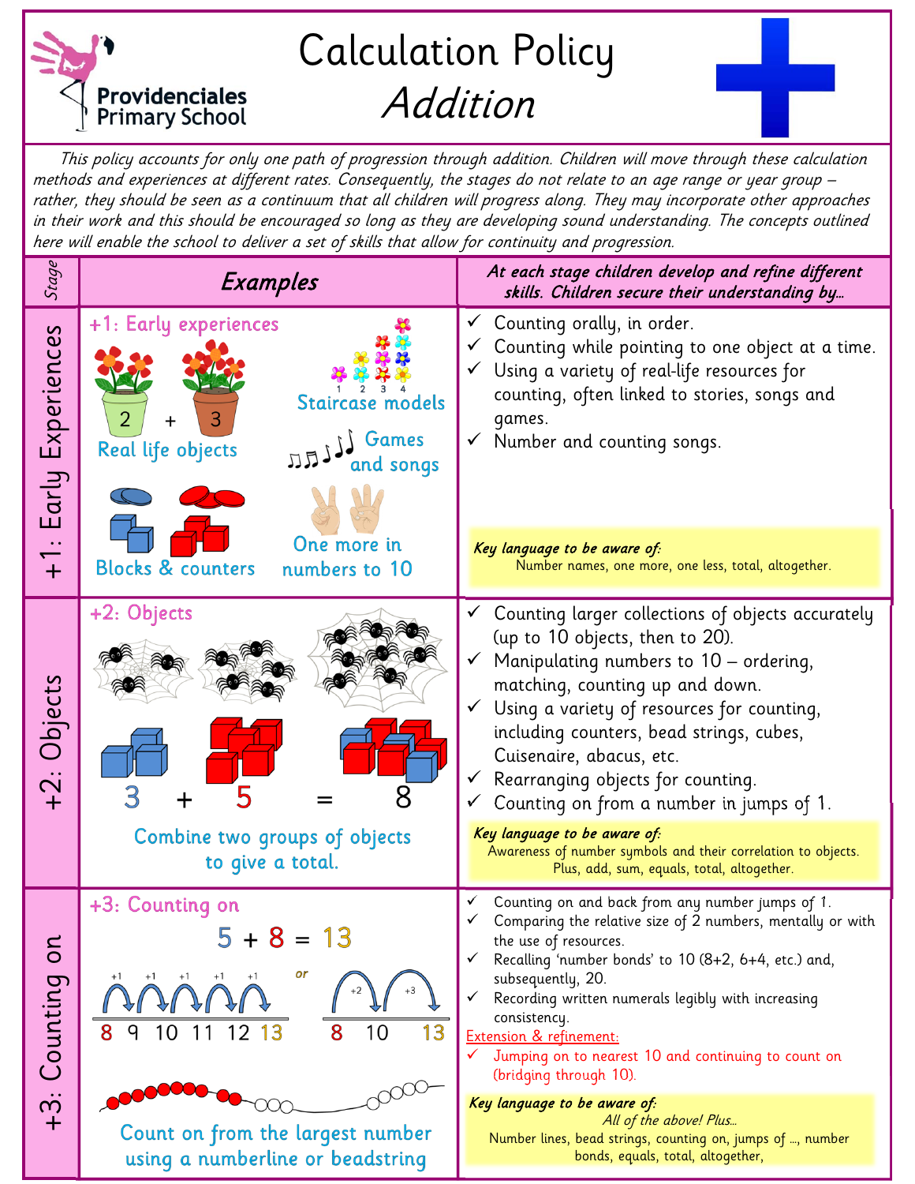# Calculation Policy

## *Addition*

Providenciales Primary School

*This policy accounts for only one path of progression through addition. Children will move through these calculation methods and experiences at different rates. Consequently, the stages do not relate to an age range or year group – rather, they should be seen as a continuum that all children will progress along. They may incorporate other approaches in their work and this should be encouraged so long as they are developing sound understanding. The concepts outlined here will enable the school to deliver a set of skills that allow for continuity and progression.*

| Stage | Examples | At each stage children develop and refine different skills. Children secure their understanding by… |
|---|---|---|
| +1: Early Experiences | **+1: Early experiences**<br>2 + 3<br>Real life objects<br>Staircase models (1 2 3 4)<br>Games and songs<br>Blocks & counters<br>One more in numbers to 10 | ✓ Counting orally, in order.<br>✓ Counting while pointing to one object at a time.<br>✓ Using a variety of real-life resources for counting, often linked to stories, songs and games.<br>✓ Number and counting songs.<br><br>***Key language to be aware of:***<br>Number names, one more, one less, total, altogether. |
| +2: Objects | **+2: Objects**<br>3 + 5 = 8<br>Combine two groups of objects to give a total. | ✓ Counting larger collections of objects accurately (up to 10 objects, then to 20).<br>✓ Manipulating numbers to 10 – ordering, matching, counting up and down.<br>✓ Using a variety of resources for counting, including counters, bead strings, cubes, Cuisenaire, abacus, etc.<br>✓ Rearranging objects for counting.<br>✓ Counting on from a number in jumps of 1.<br><br>***Key language to be aware of:***<br>Awareness of number symbols and their correlation to objects. Plus, add, sum, equals, total, altogether. |
| +3: Counting on | **+3: Counting on**<br>5 + 8 = 13<br>+1 +1 +1 +1 +1: 8 9 10 11 12 13<br>*or*<br>+2 +3: 8 10 13<br>Count on from the largest number using a numberline or beadstring | ✓ Counting on and back from any number jumps of 1.<br>✓ Comparing the relative size of 2 numbers, mentally or with the use of resources.<br>✓ Recalling 'number bonds' to 10 (8+2, 6+4, etc.) and, subsequently, 20.<br>✓ Recording written numerals legibly with increasing consistency.<br>Extension & refinement:<br>✓ Jumping on to nearest 10 and continuing to count on (bridging through 10).<br><br>***Key language to be aware of:***<br>*All of the above! Plus…*<br>Number lines, bead strings, counting on, jumps of …, number bonds, equals, total, altogether, |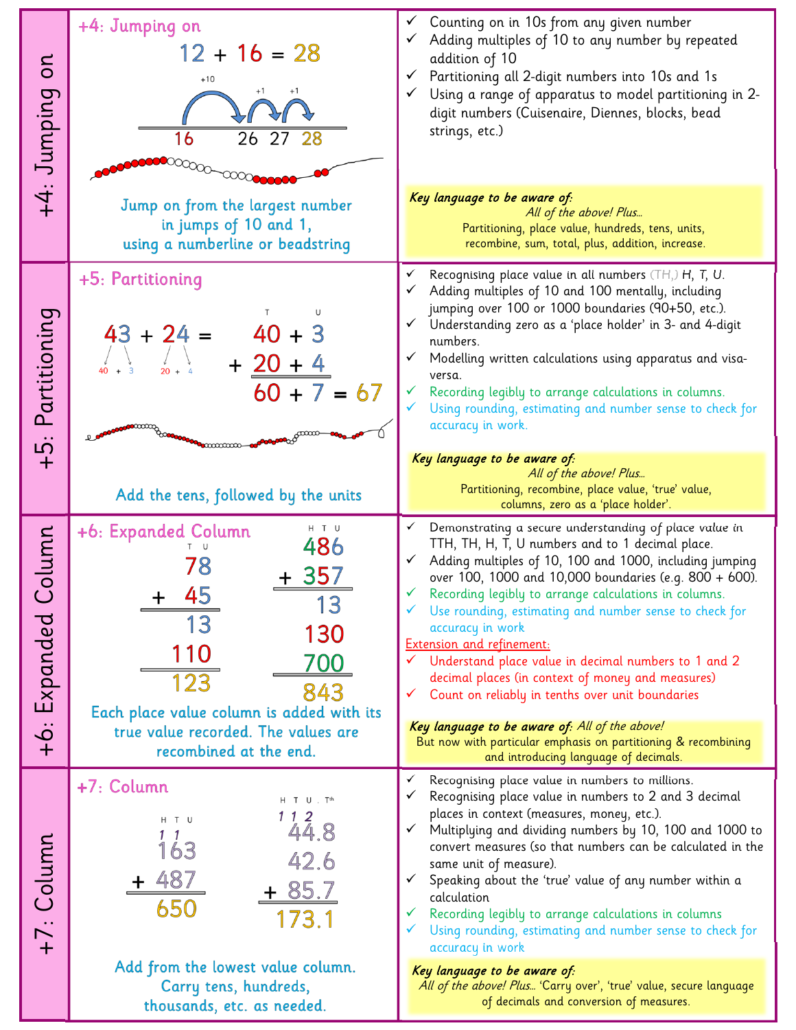## +4: Jumping on

### +4: Jumping on

$12 + 16 = 28$

+10 +1 +1

16 26 27 28

Jump on from the largest number in jumps of 10 and 1, using a numberline or beadstring

- ✓ Counting on in 10s from any given number
- ✓ Adding multiples of 10 to any number by repeated addition of 10
- ✓ Partitioning all 2-digit numbers into 10s and 1s
- ✓ Using a range of apparatus to model partitioning in 2-digit numbers (Cuisenaire, Diennes, blocks, bead strings, etc.)

***Key language to be aware of:***
*All of the above! Plus…*
Partitioning, place value, hundreds, tens, units, recombine, sum, total, plus, addition, increase.

## +5: Partitioning

### +5: Partitioning

$43 + 24 =$

40 + 3 &nbsp;&nbsp; 20 + 4

```
      T    U
     40 + 3
   + 20 + 4
     60 + 7 = 67
```

Add the tens, followed by the units

- ✓ Recognising place value in all numbers (TH,) H, T, U.
- ✓ Adding multiples of 10 and 100 mentally, including jumping over 100 or 1000 boundaries (90+50, etc.).
- ✓ Understanding zero as a 'place holder' in 3- and 4-digit numbers.
- ✓ Modelling written calculations using apparatus and visa-versa.
- ✓ Recording legibly to arrange calculations in columns.
- ✓ Using rounding, estimating and number sense to check for accuracy in work.

***Key language to be aware of:***
*All of the above! Plus…*
Partitioning, recombine, place value, 'true' value, columns, zero as a 'place holder'.

## +6: Expanded Column

### +6: Expanded Column

```
    T U
    7 8
  + 4 5
    1 3
  1 1 0
  1 2 3
```

```
    H T U
    4 8 6
  + 3 5 7
      1 3
    1 3 0
    7 0 0
    8 4 3
```

Each place value column is added with its true value recorded. The values are recombined at the end.

- ✓ Demonstrating a secure understanding of place value in TTH, TH, H, T, U numbers and to 1 decimal place.
- ✓ Adding multiples of 10, 100 and 1000, including jumping over 100, 1000 and 10,000 boundaries (e.g. 800 + 600).
- ✓ Recording legibly to arrange calculations in columns.
- ✓ Use rounding, estimating and number sense to check for accuracy in work

Extension and refinement:

- ✓ Understand place value in decimal numbers to 1 and 2 decimal places (in context of money and measures)
- ✓ Count on reliably in tenths over unit boundaries

***Key language to be aware of:*** *All of the above!*
But now with particular emphasis on partitioning & recombining and introducing language of decimals.

## +7: Column

### +7: Column

```
    H T U
    1 1
    1 6 3
  + 4 8 7
    6 5 0
```

```
    H T U . Th
    1 1 2
      4 4 . 8
      4 2 . 6
    + 8 5 . 7
    1 7 3 . 1
```

Add from the lowest value column. Carry tens, hundreds, thousands, etc. as needed.

- ✓ Recognising place value in numbers to millions.
- ✓ Recognising place value in numbers to 2 and 3 decimal places in context (measures, money, etc.).
- ✓ Multiplying and dividing numbers by 10, 100 and 1000 to convert measures (so that numbers can be calculated in the same unit of measure).
- ✓ Speaking about the 'true' value of any number within a calculation
- ✓ Recording legibly to arrange calculations in columns
- ✓ Using rounding, estimating and number sense to check for accuracy in work

***Key language to be aware of:***
*All of the above! Plus…* 'Carry over', 'true' value, secure language of decimals and conversion of measures.